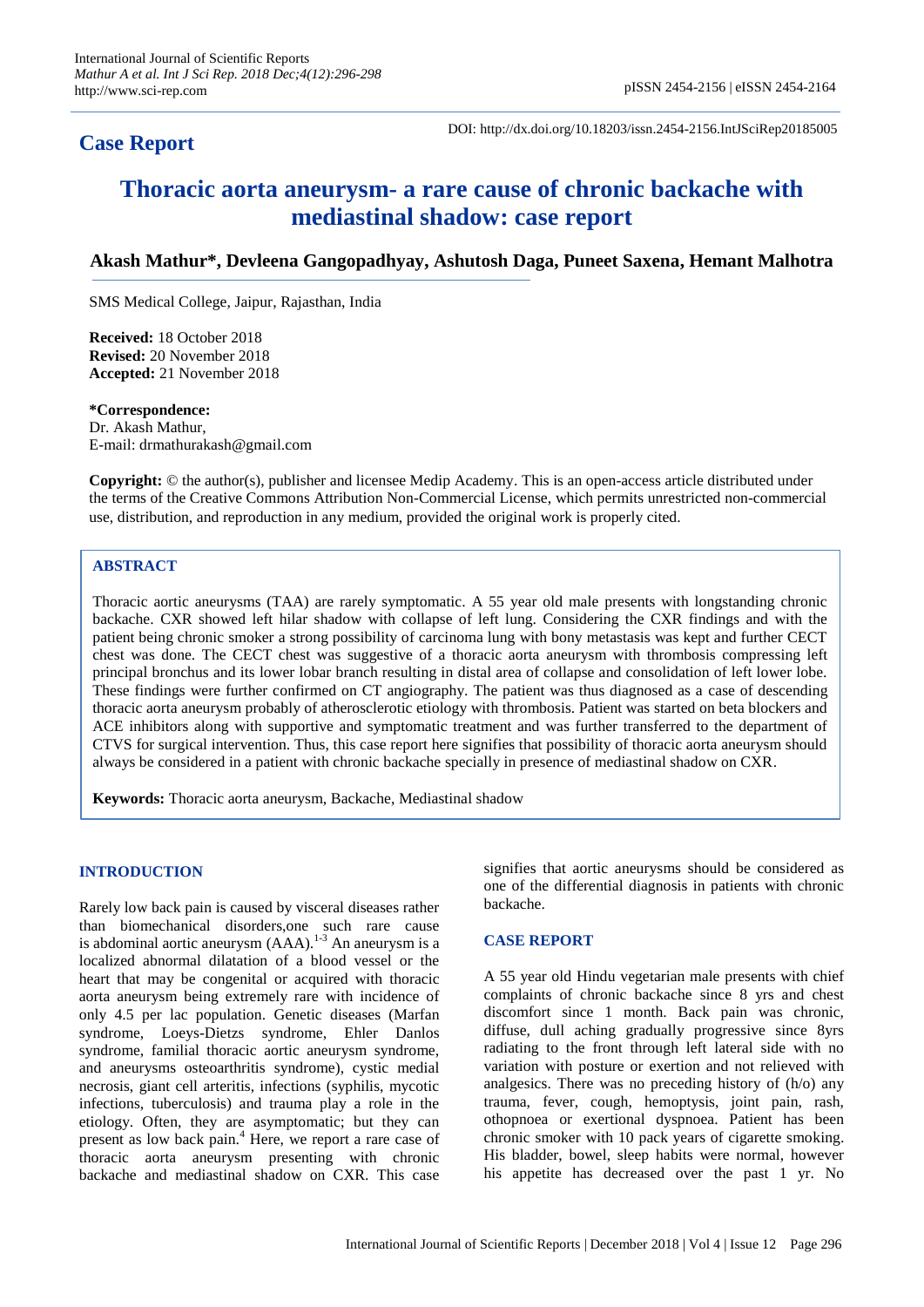## Case Report

DOI: http://dx.doi.org/10.18203/issn.2454-2156.IntJSciRep20185005

# Thoracic aorta aneurysm- a rare cause of chronic backache with mediastinal shadow: case report

**Akash Mathur\*, Devleena Gangopadhyay, Ashutosh Daga, Puneet Saxena, Hemant Malhotra**

SMS Medical College, Jaipur, Rajasthan, India

**Received:** 18 October 2018
**Revised:** 20 November 2018
**Accepted:** 21 November 2018

**\*Correspondence:**
Dr. Akash Mathur,
E-mail: drmathurakash@gmail.com

**Copyright:** © the author(s), publisher and licensee Medip Academy. This is an open-access article distributed under the terms of the Creative Commons Attribution Non-Commercial License, which permits unrestricted non-commercial use, distribution, and reproduction in any medium, provided the original work is properly cited.

## ABSTRACT

Thoracic aortic aneurysms (TAA) are rarely symptomatic. A 55 year old male presents with longstanding chronic backache. CXR showed left hilar shadow with collapse of left lung. Considering the CXR findings and with the patient being chronic smoker a strong possibility of carcinoma lung with bony metastasis was kept and further CECT chest was done. The CECT chest was suggestive of a thoracic aorta aneurysm with thrombosis compressing left principal bronchus and its lower lobar branch resulting in distal area of collapse and consolidation of left lower lobe. These findings were further confirmed on CT angiography. The patient was thus diagnosed as a case of descending thoracic aorta aneurysm probably of atherosclerotic etiology with thrombosis. Patient was started on beta blockers and ACE inhibitors along with supportive and symptomatic treatment and was further transferred to the department of CTVS for surgical intervention. Thus, this case report here signifies that possibility of thoracic aorta aneurysm should always be considered in a patient with chronic backache specially in presence of mediastinal shadow on CXR.

**Keywords:** Thoracic aorta aneurysm, Backache, Mediastinal shadow

## INTRODUCTION

Rarely low back pain is caused by visceral diseases rather than biomechanical disorders,one such rare cause is abdominal aortic aneurysm (AAA).[1-3] An aneurysm is a localized abnormal dilatation of a blood vessel or the heart that may be congenital or acquired with thoracic aorta aneurysm being extremely rare with incidence of only 4.5 per lac population. Genetic diseases (Marfan syndrome, Loeys-Dietzs syndrome, Ehler Danlos syndrome, familial thoracic aortic aneurysm syndrome, and aneurysms osteoarthritis syndrome), cystic medial necrosis, giant cell arteritis, infections (syphilis, mycotic infections, tuberculosis) and trauma play a role in the etiology. Often, they are asymptomatic; but they can present as low back pain.[4] Here, we report a rare case of thoracic aorta aneurysm presenting with chronic backache and mediastinal shadow on CXR. This case signifies that aortic aneurysms should be considered as one of the differential diagnosis in patients with chronic backache.

## CASE REPORT

A 55 year old Hindu vegetarian male presents with chief complaints of chronic backache since 8 yrs and chest discomfort since 1 month. Back pain was chronic, diffuse, dull aching gradually progressive since 8yrs radiating to the front through left lateral side with no variation with posture or exertion and not relieved with analgesics. There was no preceding history of (h/o) any trauma, fever, cough, hemoptysis, joint pain, rash, othopnoea or exertional dyspnoea. Patient has been chronic smoker with 10 pack years of cigarette smoking. His bladder, bowel, sleep habits were normal, however his appetite has decreased over the past 1 yr. No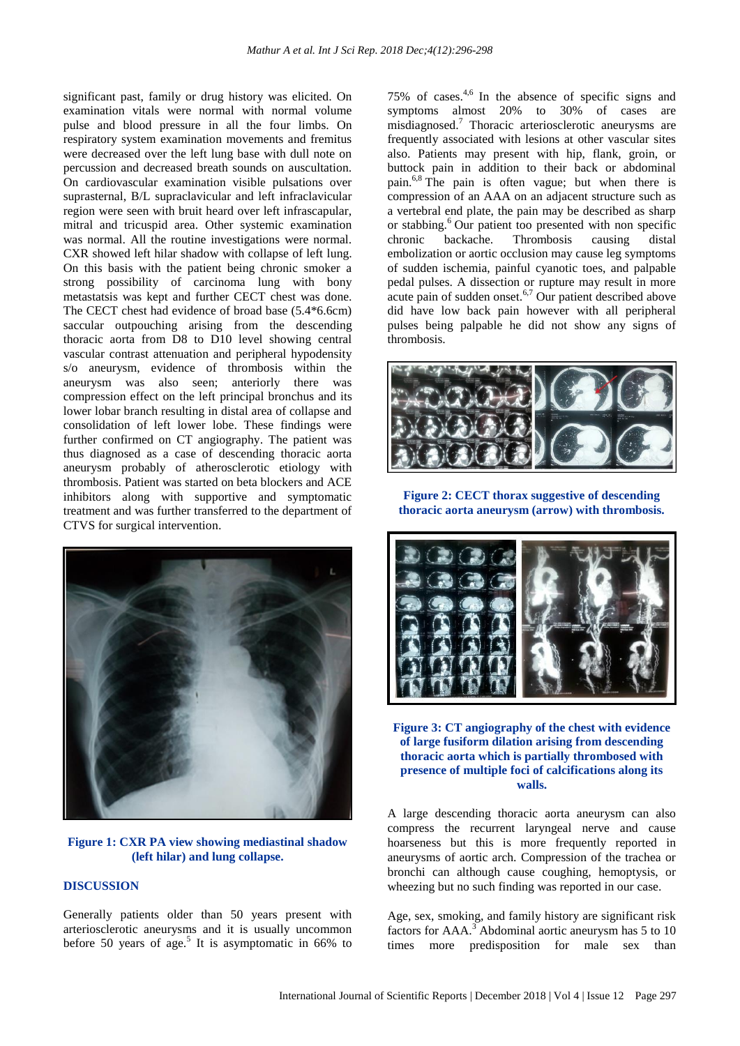significant past, family or drug history was elicited. On examination vitals were normal with normal volume pulse and blood pressure in all the four limbs. On respiratory system examination movements and fremitus were decreased over the left lung base with dull note on percussion and decreased breath sounds on auscultation. On cardiovascular examination visible pulsations over suprasternal, B/L supraclavicular and left infraclavicular region were seen with bruit heard over left infrascapular, mitral and tricuspid area. Other systemic examination was normal. All the routine investigations were normal. CXR showed left hilar shadow with collapse of left lung. On this basis with the patient being chronic smoker a strong possibility of carcinoma lung with bony metastatsis was kept and further CECT chest was done. The CECT chest had evidence of broad base (5.4*6.6cm) saccular outpouching arising from the descending thoracic aorta from D8 to D10 level showing central vascular contrast attenuation and peripheral hypodensity s/o aneurysm, evidence of thrombosis within the aneurysm was also seen; anteriorly there was compression effect on the left principal bronchus and its lower lobar branch resulting in distal area of collapse and consolidation of left lower lobe. These findings were further confirmed on CT angiography. The patient was thus diagnosed as a case of descending thoracic aorta aneurysm probably of atherosclerotic etiology with thrombosis. Patient was started on beta blockers and ACE inhibitors along with supportive and symptomatic treatment and was further transferred to the department of CTVS for surgical intervention.

**Figure 1: CXR PA view showing mediastinal shadow (left hilar) and lung collapse.**

## DISCUSSION

Generally patients older than 50 years present with arteriosclerotic aneurysms and it is usually uncommon before 50 years of age.[5] It is asymptomatic in 66% to 75% of cases.[4,6] In the absence of specific signs and symptoms almost 20% to 30% of cases are misdiagnosed.[7] Thoracic arteriosclerotic aneurysms are frequently associated with lesions at other vascular sites also. Patients may present with hip, flank, groin, or buttock pain in addition to their back or abdominal pain.[6,8] The pain is often vague; but when there is compression of an AAA on an adjacent structure such as a vertebral end plate, the pain may be described as sharp or stabbing.[6] Our patient too presented with non specific chronic backache. Thrombosis causing distal embolization or aortic occlusion may cause leg symptoms of sudden ischemia, painful cyanotic toes, and palpable pedal pulses. A dissection or rupture may result in more acute pain of sudden onset.[6,7] Our patient described above did have low back pain however with all peripheral pulses being palpable he did not show any signs of thrombosis.

**Figure 2: CECT thorax suggestive of descending thoracic aorta aneurysm (arrow) with thrombosis.**

**Figure 3: CT angiography of the chest with evidence of large fusiform dilation arising from descending thoracic aorta which is partially thrombosed with presence of multiple foci of calcifications along its walls.**

A large descending thoracic aorta aneurysm can also compress the recurrent laryngeal nerve and cause hoarseness but this is more frequently reported in aneurysms of aortic arch. Compression of the trachea or bronchi can although cause coughing, hemoptysis, or wheezing but no such finding was reported in our case.

Age, sex, smoking, and family history are significant risk factors for AAA.[3] Abdominal aortic aneurysm has 5 to 10 times more predisposition for male sex than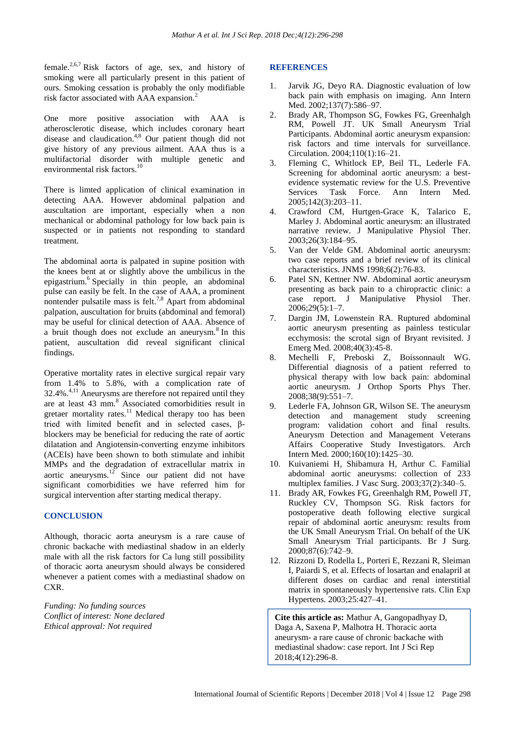female.[2,6,7] Risk factors of age, sex, and history of smoking were all particularly present in this patient of ours. Smoking cessation is probably the only modifiable risk factor associated with AAA expansion.[2]

One more positive association with AAA is atherosclerotic disease, which includes coronary heart disease and claudication.[4,8] Our patient though did not give history of any previous ailment. AAA thus is a multifactorial disorder with multiple genetic and environmental risk factors.[10]

There is limted application of clinical examination in detecting AAA. However abdominal palpation and auscultation are important, especially when a non mechanical or abdominal pathology for low back pain is suspected or in patients not responding to standard treatment.

The abdominal aorta is palpated in supine position with the knees bent at or slightly above the umbilicus in the epigastrium.[6] Specially in thin people, an abdominal pulse can easily be felt. In the case of AAA, a prominent nontender pulsatile mass is felt.[7,8] Apart from abdominal palpation, auscultation for bruits (abdominal and femoral) may be useful for clinical detection of AAA. Absence of a bruit though does not exclude an aneurysm.[8] In this patient, auscultation did reveal significant clinical findings.

Operative mortality rates in elective surgical repair vary from 1.4% to 5.8%, with a complication rate of 32.4%.[4,11] Aneurysms are therefore not repaired until they are at least 43 mm.[8] Associated comorbidities result in gretaer mortality rates.[11] Medical therapy too has been tried with limited benefit and in selected cases, β-blockers may be beneficial for reducing the rate of aortic dilatation and Angiotensin-converting enzyme inhibitors (ACEIs) have been shown to both stimulate and inhibit MMPs and the degradation of extracellular matrix in aortic aneurysms.[12] Since our patient did not have significant comorbidities we have referred him for surgical intervention after starting medical therapy.

## CONCLUSION

Although, thoracic aorta aneurysm is a rare cause of chronic backache with mediastinal shadow in an elderly male with all the risk factors for Ca lung still possibility of thoracic aorta aneurysm should always be considered whenever a patient comes with a mediastinal shadow on CXR.

*Funding: No funding sources*
*Conflict of interest: None declared*
*Ethical approval: Not required*

## REFERENCES

1. Jarvik JG, Deyo RA. Diagnostic evaluation of low back pain with emphasis on imaging. Ann Intern Med. 2002;137(7):586–97.
2. Brady AR, Thompson SG, Fowkes FG, Greenhalgh RM, Powell JT. UK Small Aneurysm Trial Participants. Abdominal aortic aneurysm expansion: risk factors and time intervals for surveillance. Circulation. 2004;110(1):16–21.
3. Fleming C, Whitlock EP, Beil TL, Lederle FA. Screening for abdominal aortic aneurysm: a best-evidence systematic review for the U.S. Preventive Services Task Force. Ann Intern Med. 2005;142(3):203–11.
4. Crawford CM, Hurtgen-Grace K, Talarico E, Marley J. Abdominal aortic aneurysm: an illustrated narrative review. J Manipulative Physiol Ther. 2003;26(3):184–95.
5. Van der Velde GM. Abdominal aortic aneurysm: two case reports and a brief review of its clinical characteristics. JNMS 1998;6(2):76-83.
6. Patel SN, Kettner NW. Abdominal aortic aneurysm presenting as back pain to a chiropractic clinic: a case report. J Manipulative Physiol Ther. 2006;29(5):1–7.
7. Dargin JM, Lowenstein RA. Ruptured abdominal aortic aneurysm presenting as painless testicular ecchymosis: the scrotal sign of Bryant revisited. J Emerg Med. 2008;40(3):45-8.
8. Mechelli F, Preboski Z, Boissonnault WG. Differential diagnosis of a patient referred to physical therapy with low back pain: abdominal aortic aneurysm. J Orthop Sports Phys Ther. 2008;38(9):551–7.
9. Lederle FA, Johnson GR, Wilson SE. The aneurysm detection and management study screening program: validation cohort and final results. Aneurysm Detection and Management Veterans Affairs Cooperative Study Investigators. Arch Intern Med. 2000;160(10):1425–30.
10. Kuivaniemi H, Shibamura H, Arthur C. Familial abdominal aortic aneurysms: collection of 233 multiplex families. J Vasc Surg. 2003;37(2):340–5.
11. Brady AR, Fowkes FG, Greenhalgh RM, Powell JT, Ruckley CV, Thompson SG. Risk factors for postoperative death following elective surgical repair of abdominal aortic aneurysm: results from the UK Small Aneurysm Trial. On behalf of the UK Small Aneurysm Trial participants. Br J Surg. 2000;87(6):742–9.
12. Rizzoni D, Rodella L, Porteri E, Rezzani R, Sleiman I, Paiardi S, et al. Effects of losartan and enalapril at different doses on cardiac and renal interstitial matrix in spontaneously hypertensive rats. Clin Exp Hypertens. 2003;25:427–41.

**Cite this article as:** Mathur A, Gangopadhyay D, Daga A, Saxena P, Malhotra H. Thoracic aorta aneurysm- a rare cause of chronic backache with mediastinal shadow: case report. Int J Sci Rep 2018;4(12):296-8.